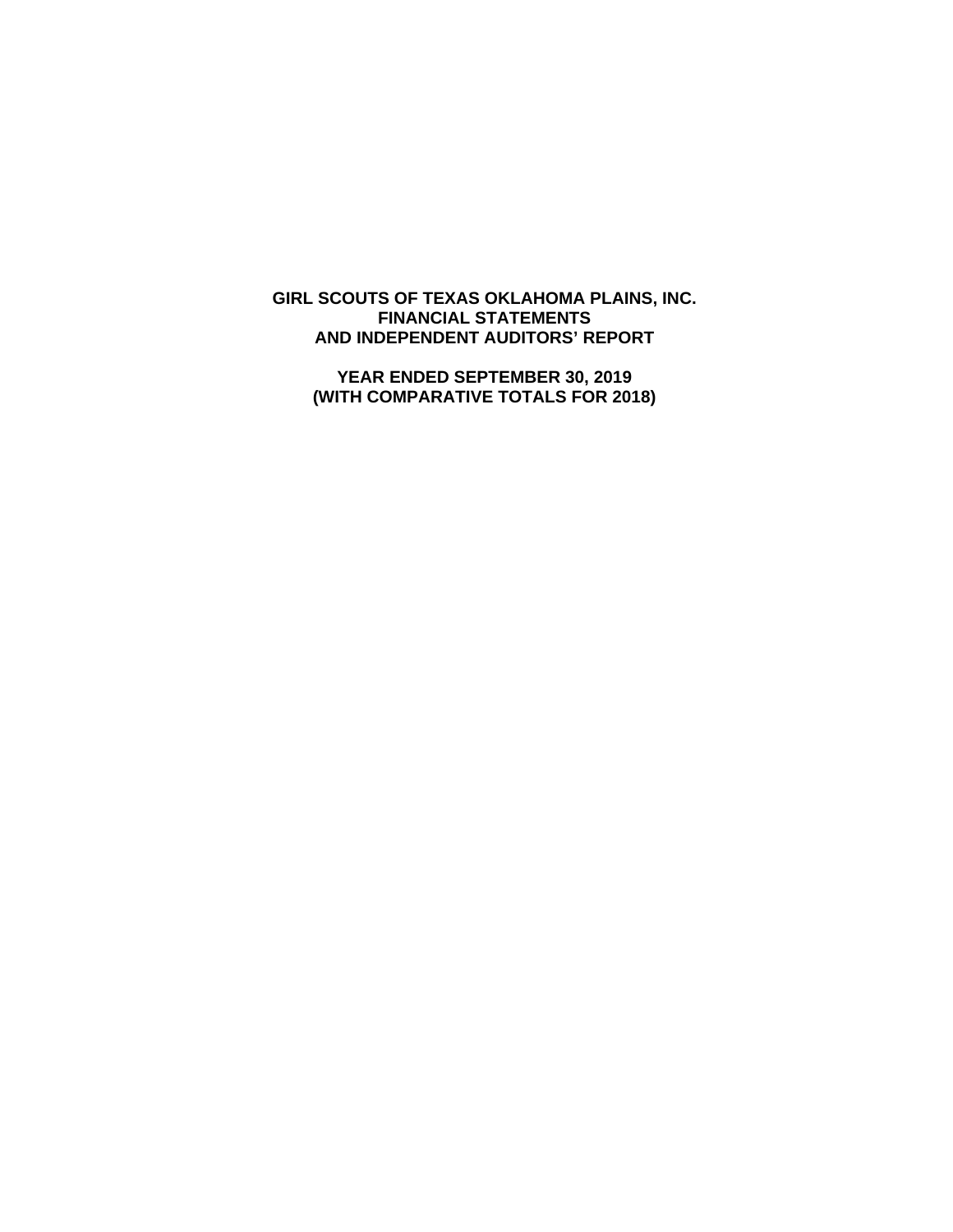# GIRL SCOUTS OF TEXAS OKLAHOMA PLAINS, INC.
## FINANCIAL STATEMENTS
## AND INDEPENDENT AUDITORS' REPORT

**YEAR ENDED SEPTEMBER 30, 2019**
**(WITH COMPARATIVE TOTALS FOR 2018)**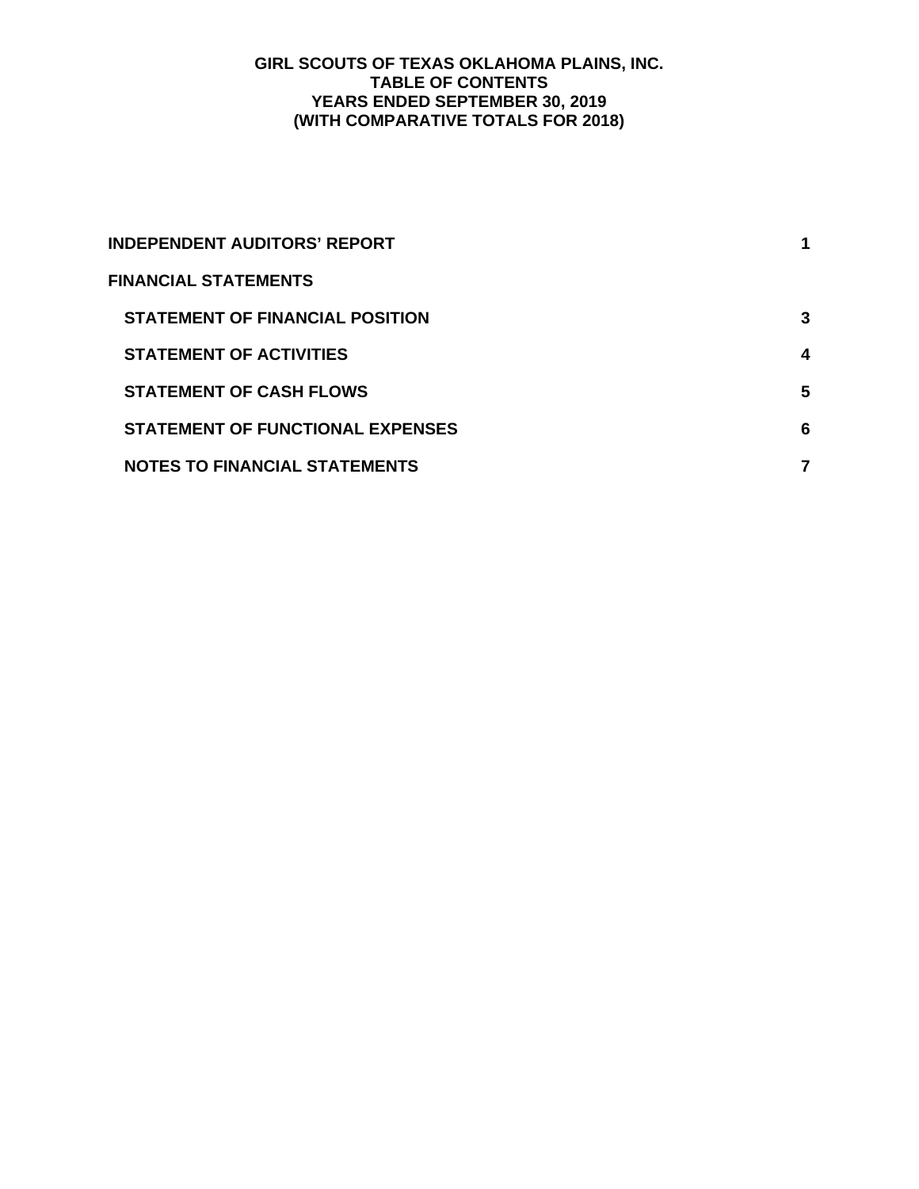# GIRL SCOUTS OF TEXAS OKLAHOMA PLAINS, INC.
## TABLE OF CONTENTS
## YEARS ENDED SEPTEMBER 30, 2019
## (WITH COMPARATIVE TOTALS FOR 2018)

| | |
|---|---|
| **INDEPENDENT AUDITORS' REPORT** | **1** |
| **FINANCIAL STATEMENTS** | |
| **STATEMENT OF FINANCIAL POSITION** | **3** |
| **STATEMENT OF ACTIVITIES** | **4** |
| **STATEMENT OF CASH FLOWS** | **5** |
| **STATEMENT OF FUNCTIONAL EXPENSES** | **6** |
| **NOTES TO FINANCIAL STATEMENTS** | **7** |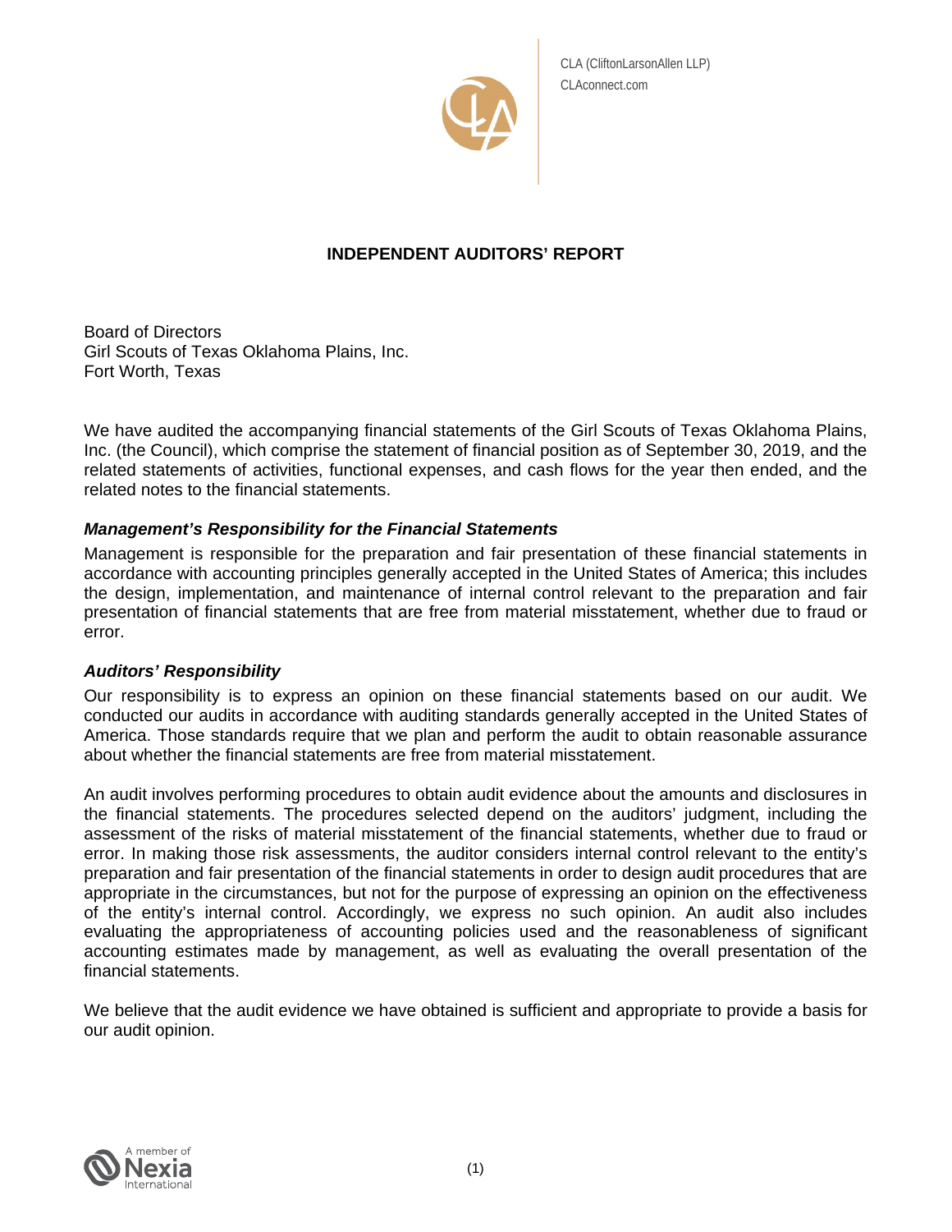CLA (CliftonLarsonAllen LLP)
CLAconnect.com

# INDEPENDENT AUDITORS' REPORT

Board of Directors
Girl Scouts of Texas Oklahoma Plains, Inc.
Fort Worth, Texas

We have audited the accompanying financial statements of the Girl Scouts of Texas Oklahoma Plains, Inc. (the Council), which comprise the statement of financial position as of September 30, 2019, and the related statements of activities, functional expenses, and cash flows for the year then ended, and the related notes to the financial statements.

### *Management's Responsibility for the Financial Statements*

Management is responsible for the preparation and fair presentation of these financial statements in accordance with accounting principles generally accepted in the United States of America; this includes the design, implementation, and maintenance of internal control relevant to the preparation and fair presentation of financial statements that are free from material misstatement, whether due to fraud or error.

### *Auditors' Responsibility*

Our responsibility is to express an opinion on these financial statements based on our audit. We conducted our audits in accordance with auditing standards generally accepted in the United States of America. Those standards require that we plan and perform the audit to obtain reasonable assurance about whether the financial statements are free from material misstatement.

An audit involves performing procedures to obtain audit evidence about the amounts and disclosures in the financial statements. The procedures selected depend on the auditors' judgment, including the assessment of the risks of material misstatement of the financial statements, whether due to fraud or error. In making those risk assessments, the auditor considers internal control relevant to the entity's preparation and fair presentation of the financial statements in order to design audit procedures that are appropriate in the circumstances, but not for the purpose of expressing an opinion on the effectiveness of the entity's internal control. Accordingly, we express no such opinion. An audit also includes evaluating the appropriateness of accounting policies used and the reasonableness of significant accounting estimates made by management, as well as evaluating the overall presentation of the financial statements.

We believe that the audit evidence we have obtained is sufficient and appropriate to provide a basis for our audit opinion.

A member of Nexia International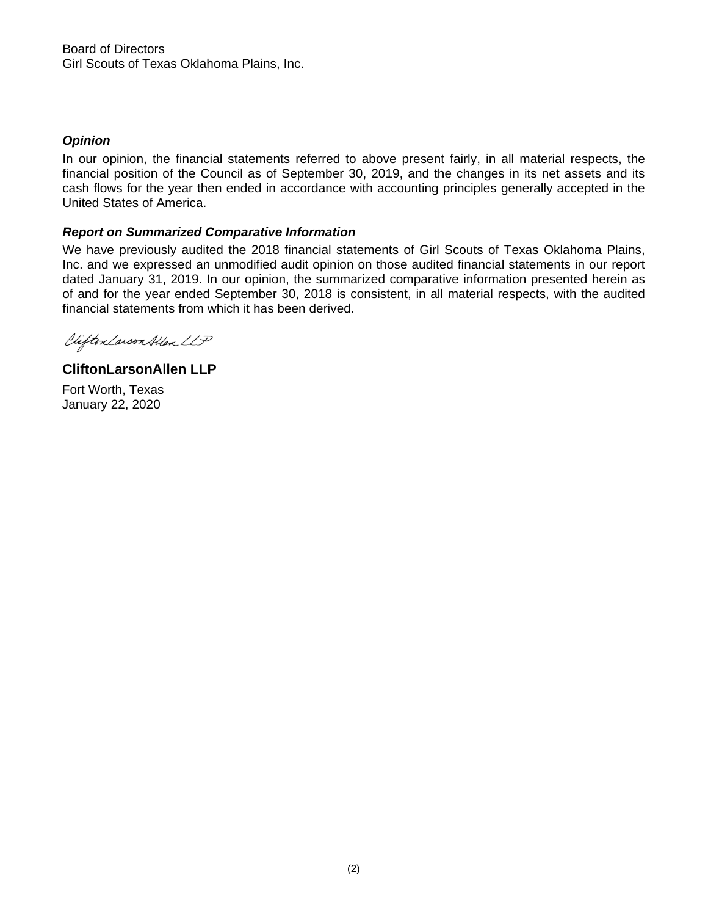Board of Directors
Girl Scouts of Texas Oklahoma Plains, Inc.

***Opinion***

In our opinion, the financial statements referred to above present fairly, in all material respects, the financial position of the Council as of September 30, 2019, and the changes in its net assets and its cash flows for the year then ended in accordance with accounting principles generally accepted in the United States of America.

***Report on Summarized Comparative Information***

We have previously audited the 2018 financial statements of Girl Scouts of Texas Oklahoma Plains, Inc. and we expressed an unmodified audit opinion on those audited financial statements in our report dated January 31, 2019. In our opinion, the summarized comparative information presented herein as of and for the year ended September 30, 2018 is consistent, in all material respects, with the audited financial statements from which it has been derived.

CliftonLarsonAllen LLP

**CliftonLarsonAllen LLP**

Fort Worth, Texas
January 22, 2020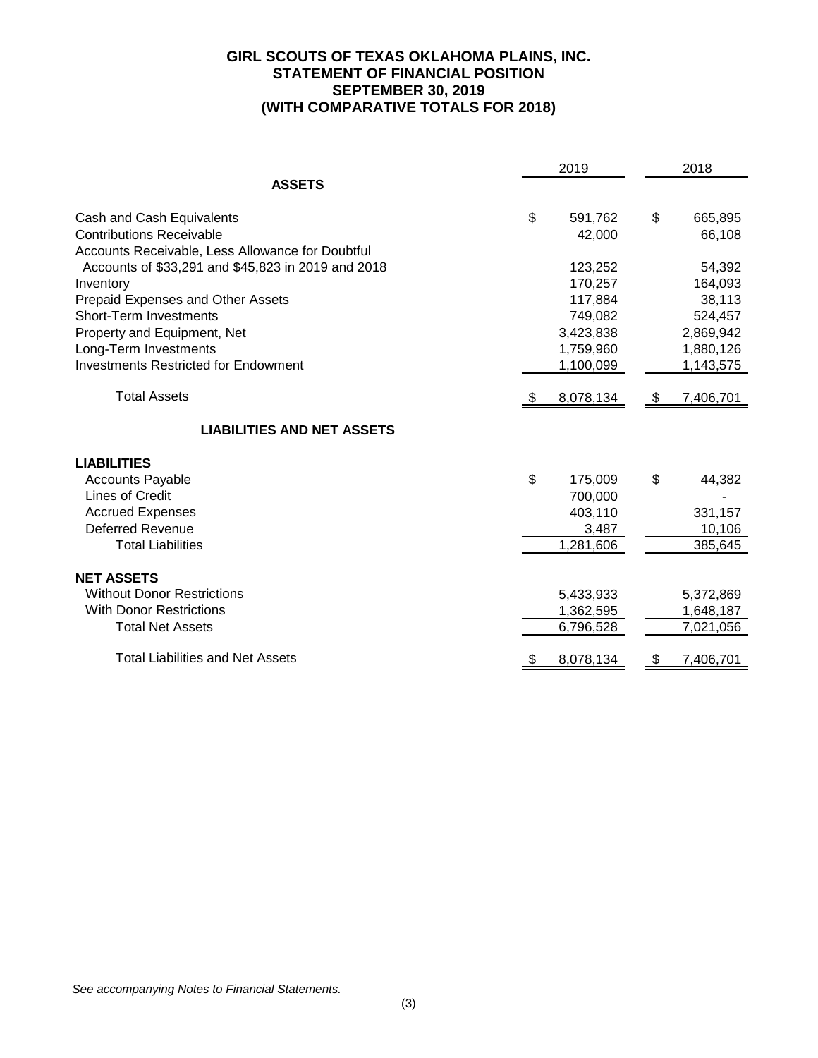# GIRL SCOUTS OF TEXAS OKLAHOMA PLAINS, INC.
## STATEMENT OF FINANCIAL POSITION
## SEPTEMBER 30, 2019
## (WITH COMPARATIVE TOTALS FOR 2018)

| | 2019 | 2018 |
|---|---|---|
| **ASSETS** | | |
| Cash and Cash Equivalents | $ 591,762 | $ 665,895 |
| Contributions Receivable | 42,000 | 66,108 |
| Accounts Receivable, Less Allowance for Doubtful Accounts of $33,291 and $45,823 in 2019 and 2018 | 123,252 | 54,392 |
| Inventory | 170,257 | 164,093 |
| Prepaid Expenses and Other Assets | 117,884 | 38,113 |
| Short-Term Investments | 749,082 | 524,457 |
| Property and Equipment, Net | 3,423,838 | 2,869,942 |
| Long-Term Investments | 1,759,960 | 1,880,126 |
| Investments Restricted for Endowment | 1,100,099 | 1,143,575 |
| Total Assets | $ 8,078,134 | $ 7,406,701 |
| **LIABILITIES AND NET ASSETS** | | |
| **LIABILITIES** | | |
| Accounts Payable | $ 175,009 | $ 44,382 |
| Lines of Credit | 700,000 | - |
| Accrued Expenses | 403,110 | 331,157 |
| Deferred Revenue | 3,487 | 10,106 |
| Total Liabilities | 1,281,606 | 385,645 |
| **NET ASSETS** | | |
| Without Donor Restrictions | 5,433,933 | 5,372,869 |
| With Donor Restrictions | 1,362,595 | 1,648,187 |
| Total Net Assets | 6,796,528 | 7,021,056 |
| Total Liabilities and Net Assets | $ 8,078,134 | $ 7,406,701 |

*See accompanying Notes to Financial Statements.*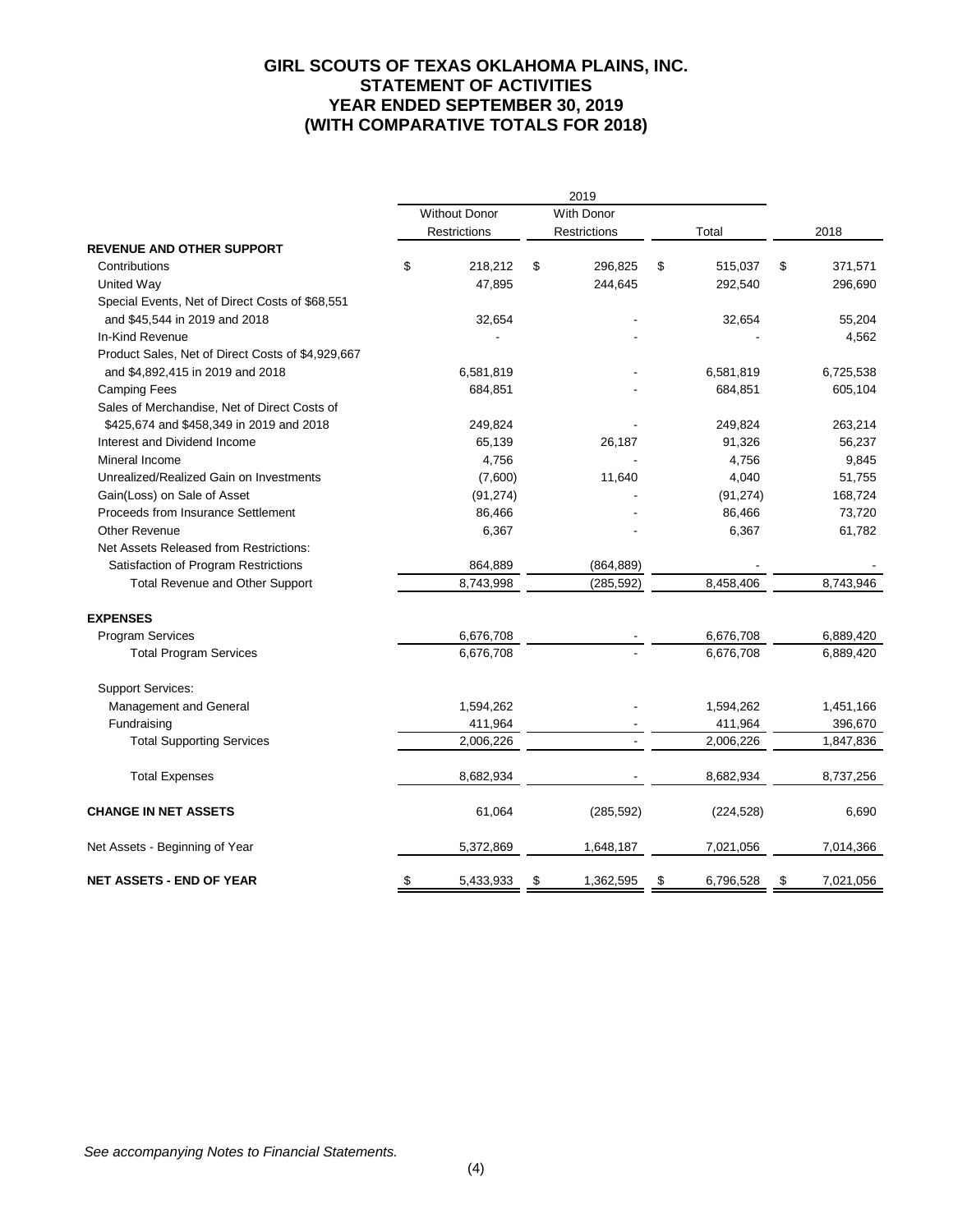# GIRL SCOUTS OF TEXAS OKLAHOMA PLAINS, INC.
## STATEMENT OF ACTIVITIES
## YEAR ENDED SEPTEMBER 30, 2019
## (WITH COMPARATIVE TOTALS FOR 2018)

| | 2019 | | | |
|---|---|---|---|---|
| | Without Donor Restrictions | With Donor Restrictions | Total | 2018 |
| **REVENUE AND OTHER SUPPORT** | | | | |
| Contributions | $ 218,212 | $ 296,825 | $ 515,037 | $ 371,571 |
| United Way | 47,895 | 244,645 | 292,540 | 296,690 |
| Special Events, Net of Direct Costs of $68,551 and $45,544 in 2019 and 2018 | 32,654 | - | 32,654 | 55,204 |
| In-Kind Revenue | - | - | - | 4,562 |
| Product Sales, Net of Direct Costs of $4,929,667 and $4,892,415 in 2019 and 2018 | 6,581,819 | - | 6,581,819 | 6,725,538 |
| Camping Fees | 684,851 | - | 684,851 | 605,104 |
| Sales of Merchandise, Net of Direct Costs of $425,674 and $458,349 in 2019 and 2018 | 249,824 | - | 249,824 | 263,214 |
| Interest and Dividend Income | 65,139 | 26,187 | 91,326 | 56,237 |
| Mineral Income | 4,756 | - | 4,756 | 9,845 |
| Unrealized/Realized Gain on Investments | (7,600) | 11,640 | 4,040 | 51,755 |
| Gain(Loss) on Sale of Asset | (91,274) | - | (91,274) | 168,724 |
| Proceeds from Insurance Settlement | 86,466 | - | 86,466 | 73,720 |
| Other Revenue | 6,367 | - | 6,367 | 61,782 |
| Net Assets Released from Restrictions: | | | | |
| Satisfaction of Program Restrictions | 864,889 | (864,889) | - | - |
| Total Revenue and Other Support | 8,743,998 | (285,592) | 8,458,406 | 8,743,946 |
| **EXPENSES** | | | | |
| Program Services | 6,676,708 | - | 6,676,708 | 6,889,420 |
| Total Program Services | 6,676,708 | - | 6,676,708 | 6,889,420 |
| Support Services: | | | | |
| Management and General | 1,594,262 | - | 1,594,262 | 1,451,166 |
| Fundraising | 411,964 | - | 411,964 | 396,670 |
| Total Supporting Services | 2,006,226 | - | 2,006,226 | 1,847,836 |
| Total Expenses | 8,682,934 | - | 8,682,934 | 8,737,256 |
| **CHANGE IN NET ASSETS** | 61,064 | (285,592) | (224,528) | 6,690 |
| Net Assets - Beginning of Year | 5,372,869 | 1,648,187 | 7,021,056 | 7,014,366 |
| **NET ASSETS - END OF YEAR** | $ 5,433,933 | $ 1,362,595 | $ 6,796,528 | $ 7,021,056 |

*See accompanying Notes to Financial Statements.*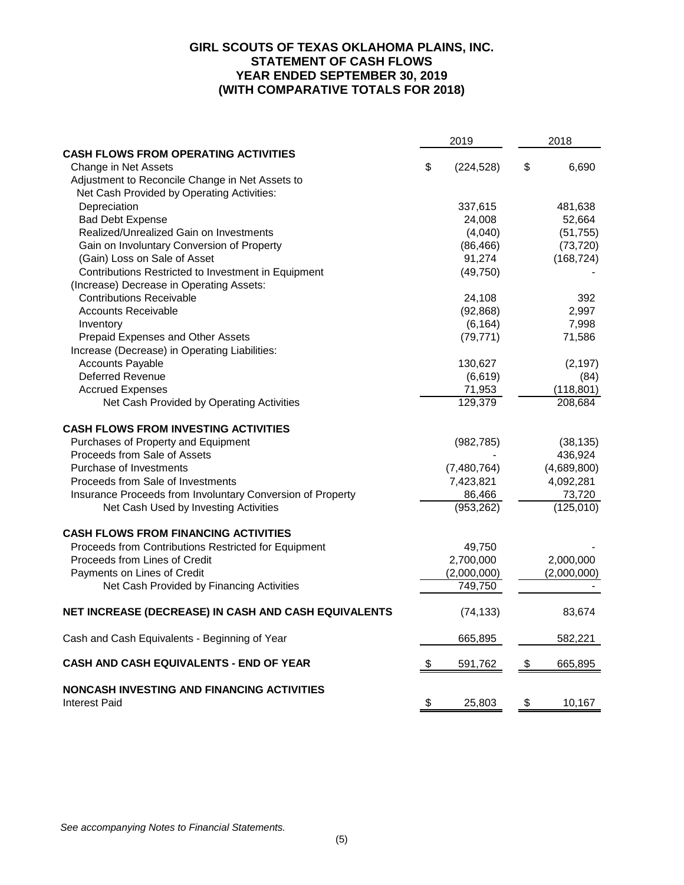# GIRL SCOUTS OF TEXAS OKLAHOMA PLAINS, INC.
## STATEMENT OF CASH FLOWS
## YEAR ENDED SEPTEMBER 30, 2019
## (WITH COMPARATIVE TOTALS FOR 2018)

| | 2019 | 2018 |
|---|---|---|
| **CASH FLOWS FROM OPERATING ACTIVITIES** | | |
| Change in Net Assets | $ (224,528) | $ 6,690 |
| Adjustment to Reconcile Change in Net Assets to Net Cash Provided by Operating Activities: | | |
| Depreciation | 337,615 | 481,638 |
| Bad Debt Expense | 24,008 | 52,664 |
| Realized/Unrealized Gain on Investments | (4,040) | (51,755) |
| Gain on Involuntary Conversion of Property | (86,466) | (73,720) |
| (Gain) Loss on Sale of Asset | 91,274 | (168,724) |
| Contributions Restricted to Investment in Equipment | (49,750) | - |
| (Increase) Decrease in Operating Assets: | | |
| Contributions Receivable | 24,108 | 392 |
| Accounts Receivable | (92,868) | 2,997 |
| Inventory | (6,164) | 7,998 |
| Prepaid Expenses and Other Assets | (79,771) | 71,586 |
| Increase (Decrease) in Operating Liabilities: | | |
| Accounts Payable | 130,627 | (2,197) |
| Deferred Revenue | (6,619) | (84) |
| Accrued Expenses | 71,953 | (118,801) |
| Net Cash Provided by Operating Activities | 129,379 | 208,684 |
| **CASH FLOWS FROM INVESTING ACTIVITIES** | | |
| Purchases of Property and Equipment | (982,785) | (38,135) |
| Proceeds from Sale of Assets | - | 436,924 |
| Purchase of Investments | (7,480,764) | (4,689,800) |
| Proceeds from Sale of Investments | 7,423,821 | 4,092,281 |
| Insurance Proceeds from Involuntary Conversion of Property | 86,466 | 73,720 |
| Net Cash Used by Investing Activities | (953,262) | (125,010) |
| **CASH FLOWS FROM FINANCING ACTIVITIES** | | |
| Proceeds from Contributions Restricted for Equipment | 49,750 | - |
| Proceeds from Lines of Credit | 2,700,000 | 2,000,000 |
| Payments on Lines of Credit | (2,000,000) | (2,000,000) |
| Net Cash Provided by Financing Activities | 749,750 | - |
| **NET INCREASE (DECREASE) IN CASH AND CASH EQUIVALENTS** | (74,133) | 83,674 |
| Cash and Cash Equivalents - Beginning of Year | 665,895 | 582,221 |
| **CASH AND CASH EQUIVALENTS - END OF YEAR** | $ 591,762 | $ 665,895 |
| **NONCASH INVESTING AND FINANCING ACTIVITIES** | | |
| Interest Paid | $ 25,803 | $ 10,167 |

*See accompanying Notes to Financial Statements.*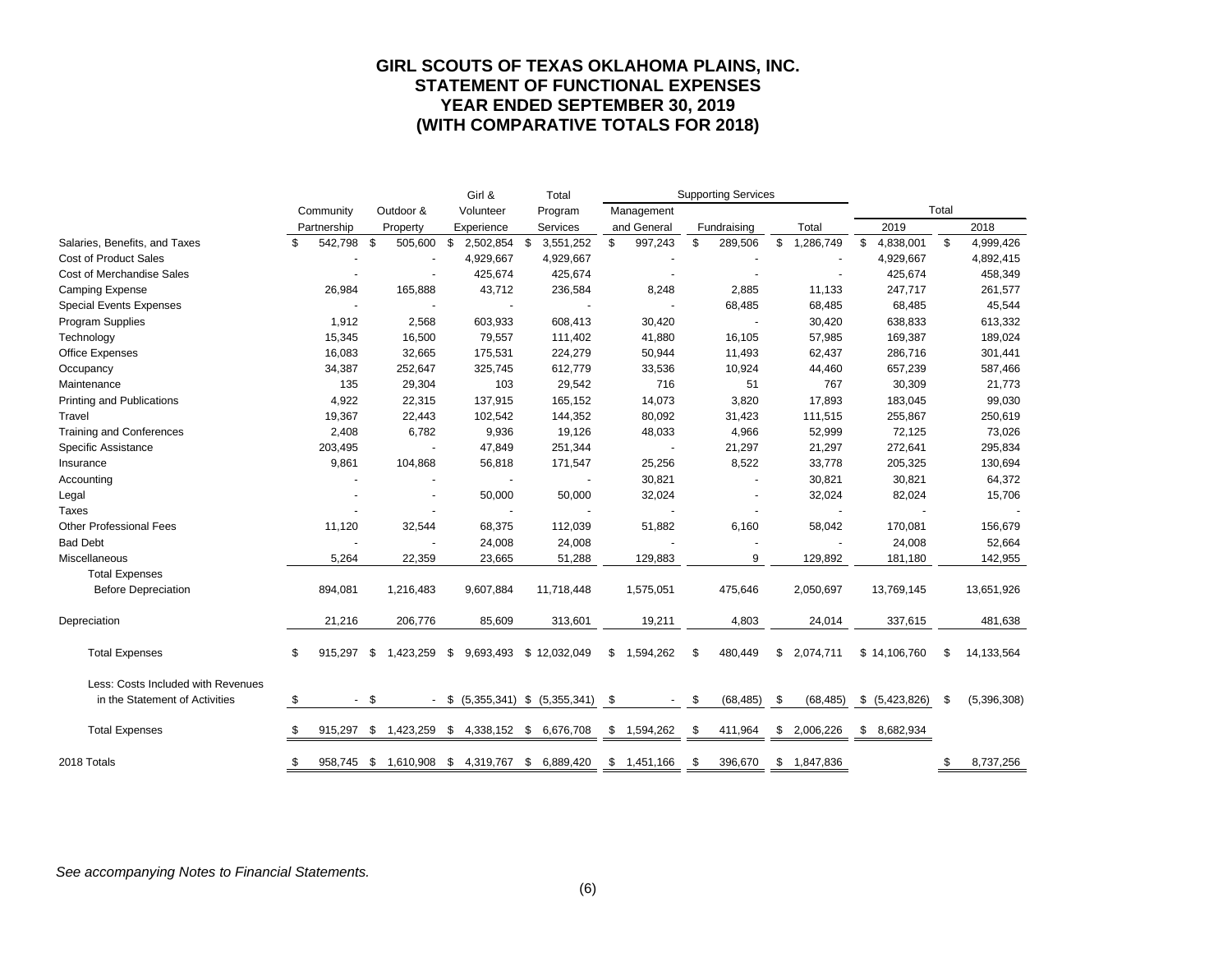# GIRL SCOUTS OF TEXAS OKLAHOMA PLAINS, INC.
# STATEMENT OF FUNCTIONAL EXPENSES
# YEAR ENDED SEPTEMBER 30, 2019
# (WITH COMPARATIVE TOTALS FOR 2018)

| | Community Partnership | Outdoor & Property | Girl & Volunteer Experience | Total Program Services | Supporting Services: Management and General | Supporting Services: Fundraising | Supporting Services: Total | Total 2019 | Total 2018 |
|---|---|---|---|---|---|---|---|---|---|
| Salaries, Benefits, and Taxes | $ 542,798 | $ 505,600 | $ 2,502,854 | $ 3,551,252 | $ 997,243 | $ 289,506 | $ 1,286,749 | $ 4,838,001 | $ 4,999,426 |
| Cost of Product Sales | - | - | 4,929,667 | 4,929,667 | - | - | - | 4,929,667 | 4,892,415 |
| Cost of Merchandise Sales | - | - | 425,674 | 425,674 | - | - | - | 425,674 | 458,349 |
| Camping Expense | 26,984 | 165,888 | 43,712 | 236,584 | 8,248 | 2,885 | 11,133 | 247,717 | 261,577 |
| Special Events Expenses | - | - | - | - | - | 68,485 | 68,485 | 68,485 | 45,544 |
| Program Supplies | 1,912 | 2,568 | 603,933 | 608,413 | 30,420 | - | 30,420 | 638,833 | 613,332 |
| Technology | 15,345 | 16,500 | 79,557 | 111,402 | 41,880 | 16,105 | 57,985 | 169,387 | 189,024 |
| Office Expenses | 16,083 | 32,665 | 175,531 | 224,279 | 50,944 | 11,493 | 62,437 | 286,716 | 301,441 |
| Occupancy | 34,387 | 252,647 | 325,745 | 612,779 | 33,536 | 10,924 | 44,460 | 657,239 | 587,466 |
| Maintenance | 135 | 29,304 | 103 | 29,542 | 716 | 51 | 767 | 30,309 | 21,773 |
| Printing and Publications | 4,922 | 22,315 | 137,915 | 165,152 | 14,073 | 3,820 | 17,893 | 183,045 | 99,030 |
| Travel | 19,367 | 22,443 | 102,542 | 144,352 | 80,092 | 31,423 | 111,515 | 255,867 | 250,619 |
| Training and Conferences | 2,408 | 6,782 | 9,936 | 19,126 | 48,033 | 4,966 | 52,999 | 72,125 | 73,026 |
| Specific Assistance | 203,495 | - | 47,849 | 251,344 | - | 21,297 | 21,297 | 272,641 | 295,834 |
| Insurance | 9,861 | 104,868 | 56,818 | 171,547 | 25,256 | 8,522 | 33,778 | 205,325 | 130,694 |
| Accounting | - | - | - | - | 30,821 | - | 30,821 | 30,821 | 64,372 |
| Legal | - | - | 50,000 | 50,000 | 32,024 | - | 32,024 | 82,024 | 15,706 |
| Taxes | - | - | - | - | - | - | - | - | - |
| Other Professional Fees | 11,120 | 32,544 | 68,375 | 112,039 | 51,882 | 6,160 | 58,042 | 170,081 | 156,679 |
| Bad Debt | - | - | 24,008 | 24,008 | - | - | - | 24,008 | 52,664 |
| Miscellaneous | 5,264 | 22,359 | 23,665 | 51,288 | 129,883 | 9 | 129,892 | 181,180 | 142,955 |
| Total Expenses Before Depreciation | 894,081 | 1,216,483 | 9,607,884 | 11,718,448 | 1,575,051 | 475,646 | 2,050,697 | 13,769,145 | 13,651,926 |
| Depreciation | 21,216 | 206,776 | 85,609 | 313,601 | 19,211 | 4,803 | 24,014 | 337,615 | 481,638 |
| Total Expenses | $ 915,297 | $ 1,423,259 | $ 9,693,493 | $ 12,032,049 | $ 1,594,262 | $ 480,449 | $ 2,074,711 | $ 14,106,760 | $ 14,133,564 |
| Less: Costs Included with Revenues in the Statement of Activities | $ - | $ - | $ (5,355,341) | $ (5,355,341) | $ - | $ (68,485) | $ (68,485) | $ (5,423,826) | $ (5,396,308) |
| Total Expenses | $ 915,297 | $ 1,423,259 | $ 4,338,152 | $ 6,676,708 | $ 1,594,262 | $ 411,964 | $ 2,006,226 | $ 8,682,934 | |
| 2018 Totals | $ 958,745 | $ 1,610,908 | $ 4,319,767 | $ 6,889,420 | $ 1,451,166 | $ 396,670 | $ 1,847,836 | | $ 8,737,256 |

*See accompanying Notes to Financial Statements.*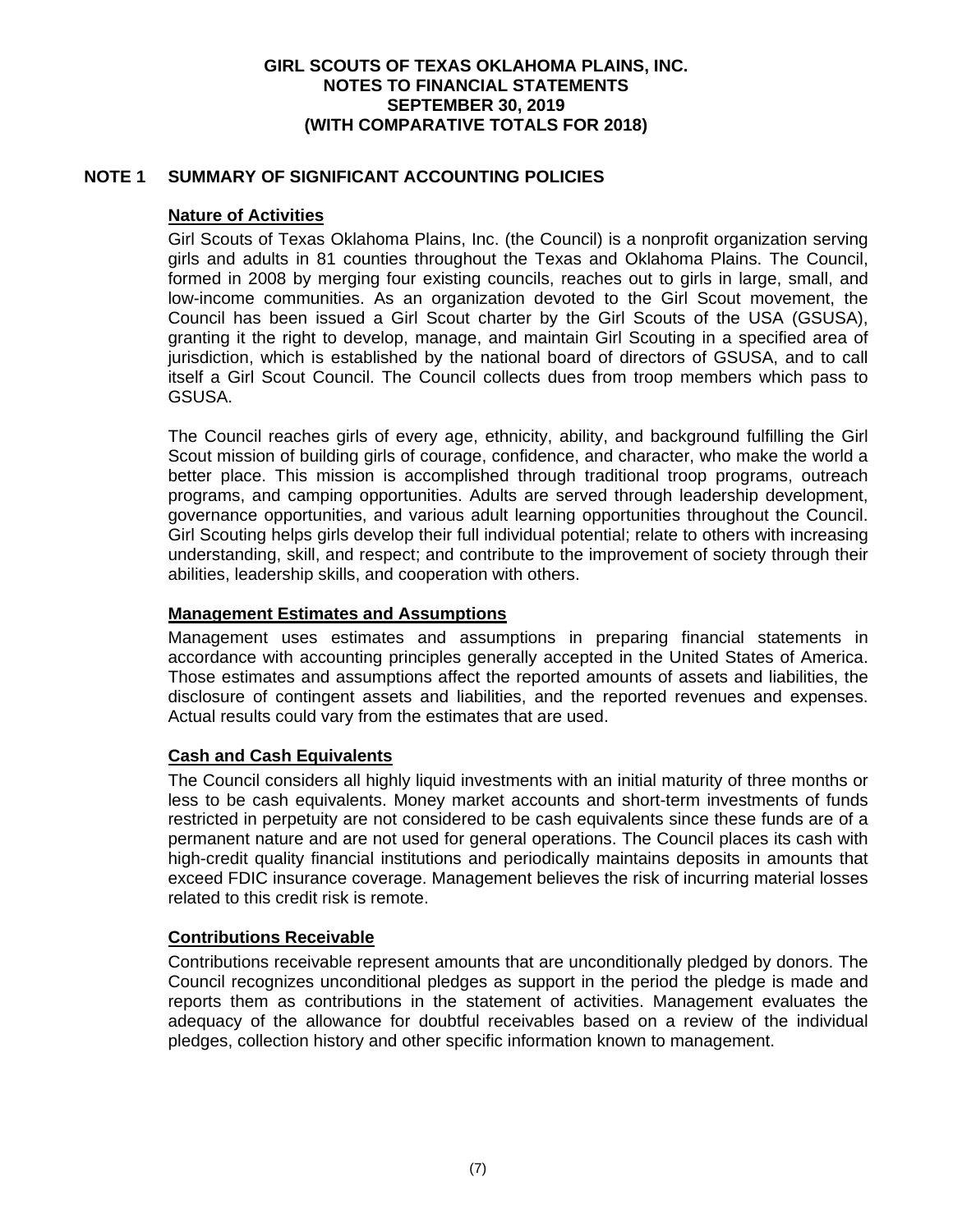# GIRL SCOUTS OF TEXAS OKLAHOMA PLAINS, INC.
# NOTES TO FINANCIAL STATEMENTS
# SEPTEMBER 30, 2019
# (WITH COMPARATIVE TOTALS FOR 2018)

## NOTE 1 SUMMARY OF SIGNIFICANT ACCOUNTING POLICIES

### Nature of Activities

Girl Scouts of Texas Oklahoma Plains, Inc. (the Council) is a nonprofit organization serving girls and adults in 81 counties throughout the Texas and Oklahoma Plains. The Council, formed in 2008 by merging four existing councils, reaches out to girls in large, small, and low-income communities. As an organization devoted to the Girl Scout movement, the Council has been issued a Girl Scout charter by the Girl Scouts of the USA (GSUSA), granting it the right to develop, manage, and maintain Girl Scouting in a specified area of jurisdiction, which is established by the national board of directors of GSUSA, and to call itself a Girl Scout Council. The Council collects dues from troop members which pass to GSUSA.

The Council reaches girls of every age, ethnicity, ability, and background fulfilling the Girl Scout mission of building girls of courage, confidence, and character, who make the world a better place. This mission is accomplished through traditional troop programs, outreach programs, and camping opportunities. Adults are served through leadership development, governance opportunities, and various adult learning opportunities throughout the Council. Girl Scouting helps girls develop their full individual potential; relate to others with increasing understanding, skill, and respect; and contribute to the improvement of society through their abilities, leadership skills, and cooperation with others.

### Management Estimates and Assumptions

Management uses estimates and assumptions in preparing financial statements in accordance with accounting principles generally accepted in the United States of America. Those estimates and assumptions affect the reported amounts of assets and liabilities, the disclosure of contingent assets and liabilities, and the reported revenues and expenses. Actual results could vary from the estimates that are used.

### Cash and Cash Equivalents

The Council considers all highly liquid investments with an initial maturity of three months or less to be cash equivalents. Money market accounts and short-term investments of funds restricted in perpetuity are not considered to be cash equivalents since these funds are of a permanent nature and are not used for general operations. The Council places its cash with high-credit quality financial institutions and periodically maintains deposits in amounts that exceed FDIC insurance coverage. Management believes the risk of incurring material losses related to this credit risk is remote.

### Contributions Receivable

Contributions receivable represent amounts that are unconditionally pledged by donors. The Council recognizes unconditional pledges as support in the period the pledge is made and reports them as contributions in the statement of activities. Management evaluates the adequacy of the allowance for doubtful receivables based on a review of the individual pledges, collection history and other specific information known to management.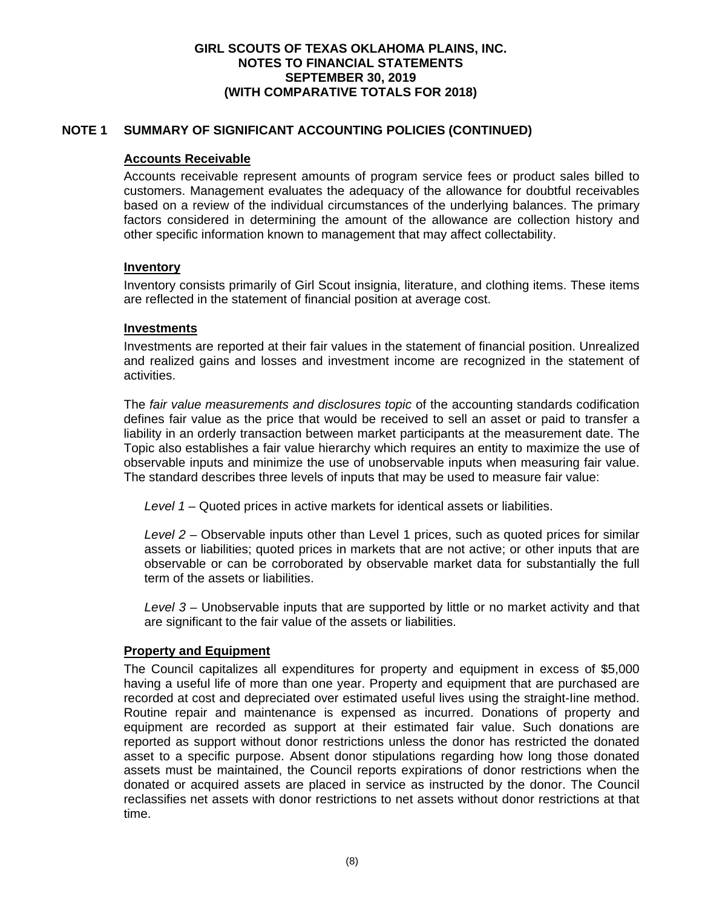## NOTE 1 SUMMARY OF SIGNIFICANT ACCOUNTING POLICIES (CONTINUED)

### Accounts Receivable

Accounts receivable represent amounts of program service fees or product sales billed to customers. Management evaluates the adequacy of the allowance for doubtful receivables based on a review of the individual circumstances of the underlying balances. The primary factors considered in determining the amount of the allowance are collection history and other specific information known to management that may affect collectability.

### Inventory

Inventory consists primarily of Girl Scout insignia, literature, and clothing items. These items are reflected in the statement of financial position at average cost.

### Investments

Investments are reported at their fair values in the statement of financial position. Unrealized and realized gains and losses and investment income are recognized in the statement of activities.

The *fair value measurements and disclosures topic* of the accounting standards codification defines fair value as the price that would be received to sell an asset or paid to transfer a liability in an orderly transaction between market participants at the measurement date. The Topic also establishes a fair value hierarchy which requires an entity to maximize the use of observable inputs and minimize the use of unobservable inputs when measuring fair value. The standard describes three levels of inputs that may be used to measure fair value:

*Level 1* – Quoted prices in active markets for identical assets or liabilities.

*Level 2* – Observable inputs other than Level 1 prices, such as quoted prices for similar assets or liabilities; quoted prices in markets that are not active; or other inputs that are observable or can be corroborated by observable market data for substantially the full term of the assets or liabilities.

*Level 3* – Unobservable inputs that are supported by little or no market activity and that are significant to the fair value of the assets or liabilities.

### Property and Equipment

The Council capitalizes all expenditures for property and equipment in excess of $5,000 having a useful life of more than one year. Property and equipment that are purchased are recorded at cost and depreciated over estimated useful lives using the straight-line method. Routine repair and maintenance is expensed as incurred. Donations of property and equipment are recorded as support at their estimated fair value. Such donations are reported as support without donor restrictions unless the donor has restricted the donated asset to a specific purpose. Absent donor stipulations regarding how long those donated assets must be maintained, the Council reports expirations of donor restrictions when the donated or acquired assets are placed in service as instructed by the donor. The Council reclassifies net assets with donor restrictions to net assets without donor restrictions at that time.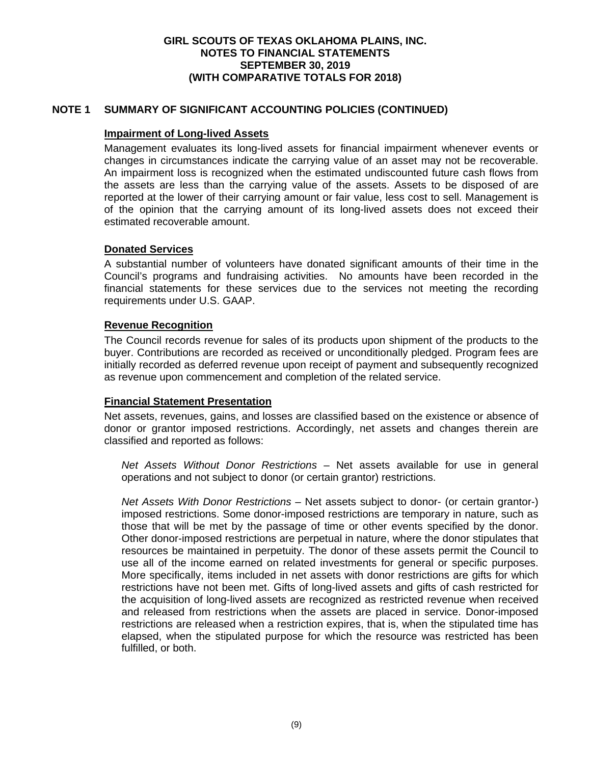## NOTE 1 SUMMARY OF SIGNIFICANT ACCOUNTING POLICIES (CONTINUED)

### Impairment of Long-lived Assets

Management evaluates its long-lived assets for financial impairment whenever events or changes in circumstances indicate the carrying value of an asset may not be recoverable. An impairment loss is recognized when the estimated undiscounted future cash flows from the assets are less than the carrying value of the assets. Assets to be disposed of are reported at the lower of their carrying amount or fair value, less cost to sell. Management is of the opinion that the carrying amount of its long-lived assets does not exceed their estimated recoverable amount.

### Donated Services

A substantial number of volunteers have donated significant amounts of their time in the Council's programs and fundraising activities. No amounts have been recorded in the financial statements for these services due to the services not meeting the recording requirements under U.S. GAAP.

### Revenue Recognition

The Council records revenue for sales of its products upon shipment of the products to the buyer. Contributions are recorded as received or unconditionally pledged. Program fees are initially recorded as deferred revenue upon receipt of payment and subsequently recognized as revenue upon commencement and completion of the related service.

### Financial Statement Presentation

Net assets, revenues, gains, and losses are classified based on the existence or absence of donor or grantor imposed restrictions. Accordingly, net assets and changes therein are classified and reported as follows:

*Net Assets Without Donor Restrictions* – Net assets available for use in general operations and not subject to donor (or certain grantor) restrictions.

*Net Assets With Donor Restrictions* – Net assets subject to donor- (or certain grantor-) imposed restrictions. Some donor-imposed restrictions are temporary in nature, such as those that will be met by the passage of time or other events specified by the donor. Other donor-imposed restrictions are perpetual in nature, where the donor stipulates that resources be maintained in perpetuity. The donor of these assets permit the Council to use all of the income earned on related investments for general or specific purposes. More specifically, items included in net assets with donor restrictions are gifts for which restrictions have not been met. Gifts of long-lived assets and gifts of cash restricted for the acquisition of long-lived assets are recognized as restricted revenue when received and released from restrictions when the assets are placed in service. Donor-imposed restrictions are released when a restriction expires, that is, when the stipulated time has elapsed, when the stipulated purpose for which the resource was restricted has been fulfilled, or both.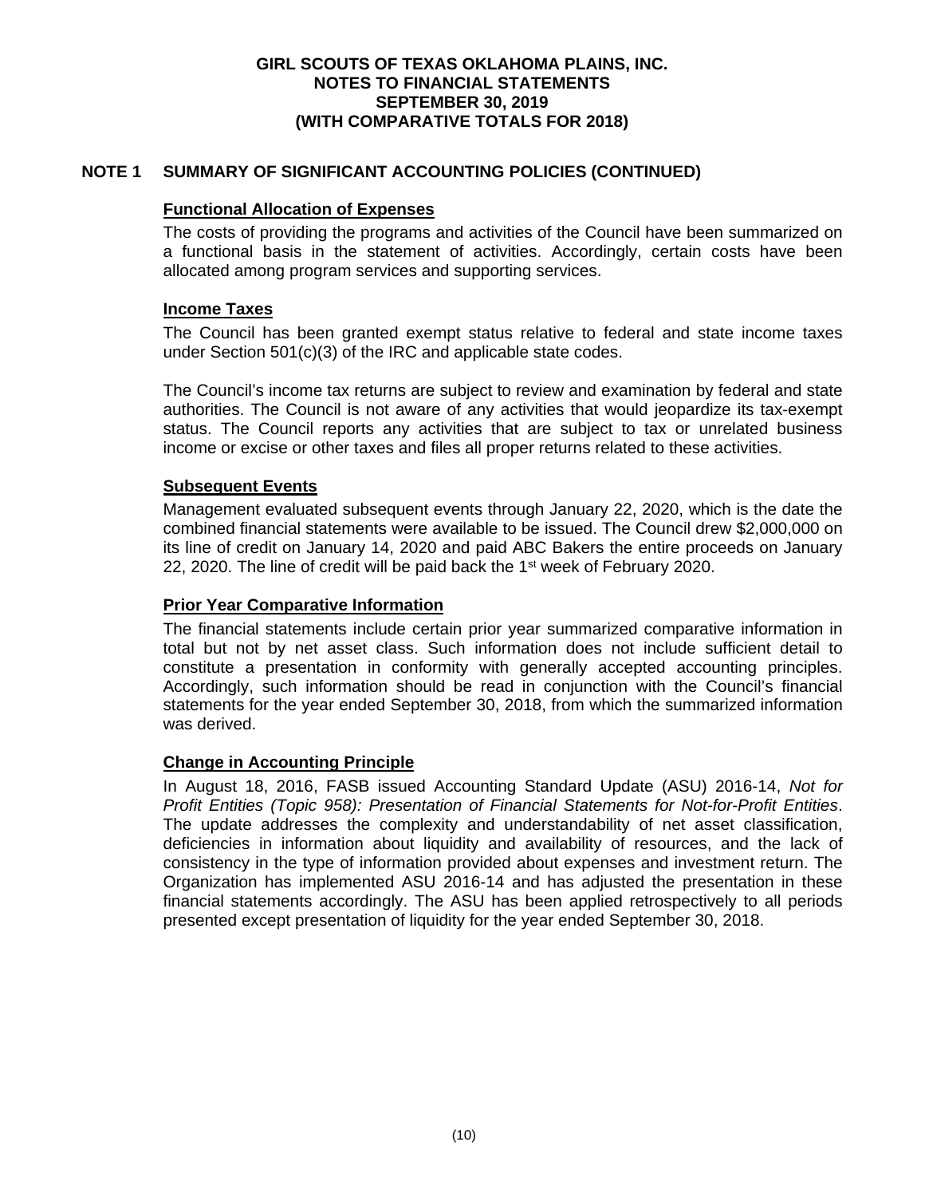## NOTE 1 SUMMARY OF SIGNIFICANT ACCOUNTING POLICIES (CONTINUED)

### Functional Allocation of Expenses

The costs of providing the programs and activities of the Council have been summarized on a functional basis in the statement of activities. Accordingly, certain costs have been allocated among program services and supporting services.

### Income Taxes

The Council has been granted exempt status relative to federal and state income taxes under Section 501(c)(3) of the IRC and applicable state codes.

The Council's income tax returns are subject to review and examination by federal and state authorities. The Council is not aware of any activities that would jeopardize its tax-exempt status. The Council reports any activities that are subject to tax or unrelated business income or excise or other taxes and files all proper returns related to these activities.

### Subsequent Events

Management evaluated subsequent events through January 22, 2020, which is the date the combined financial statements were available to be issued. The Council drew $2,000,000 on its line of credit on January 14, 2020 and paid ABC Bakers the entire proceeds on January 22, 2020. The line of credit will be paid back the 1st week of February 2020.

### Prior Year Comparative Information

The financial statements include certain prior year summarized comparative information in total but not by net asset class. Such information does not include sufficient detail to constitute a presentation in conformity with generally accepted accounting principles. Accordingly, such information should be read in conjunction with the Council's financial statements for the year ended September 30, 2018, from which the summarized information was derived.

### Change in Accounting Principle

In August 18, 2016, FASB issued Accounting Standard Update (ASU) 2016-14, *Not for Profit Entities (Topic 958): Presentation of Financial Statements for Not-for-Profit Entities*. The update addresses the complexity and understandability of net asset classification, deficiencies in information about liquidity and availability of resources, and the lack of consistency in the type of information provided about expenses and investment return. The Organization has implemented ASU 2016-14 and has adjusted the presentation in these financial statements accordingly. The ASU has been applied retrospectively to all periods presented except presentation of liquidity for the year ended September 30, 2018.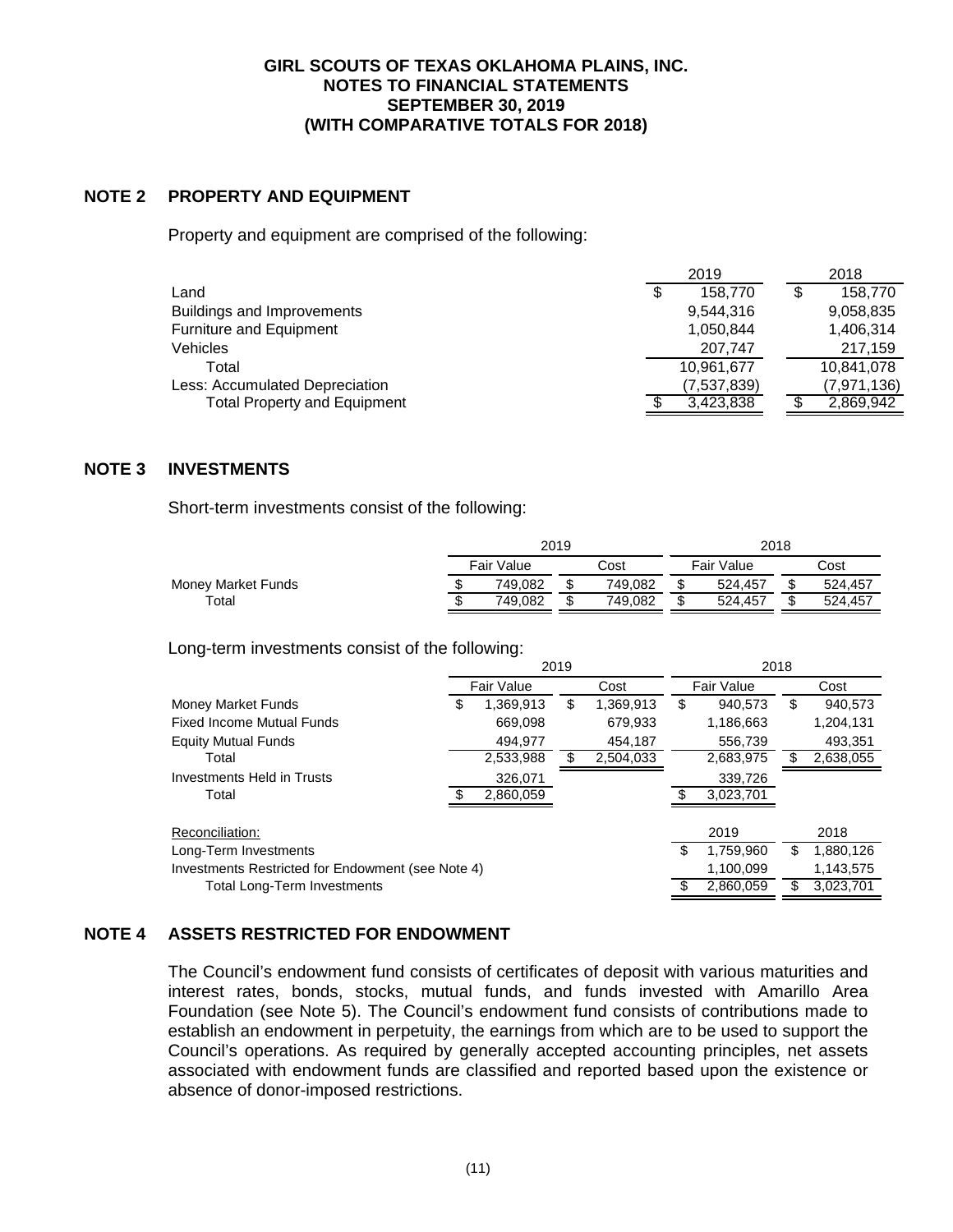**GIRL SCOUTS OF TEXAS OKLAHOMA PLAINS, INC.**
**NOTES TO FINANCIAL STATEMENTS**
**SEPTEMBER 30, 2019**
**(WITH COMPARATIVE TOTALS FOR 2018)**

## NOTE 2 PROPERTY AND EQUIPMENT

Property and equipment are comprised of the following:

| | 2019 | 2018 |
|---|---|---|
| Land | $ 158,770 | $ 158,770 |
| Buildings and Improvements | 9,544,316 | 9,058,835 |
| Furniture and Equipment | 1,050,844 | 1,406,314 |
| Vehicles | 207,747 | 217,159 |
| Total | 10,961,677 | 10,841,078 |
| Less: Accumulated Depreciation | (7,537,839) | (7,971,136) |
| Total Property and Equipment | $ 3,423,838 | $ 2,869,942 |

## NOTE 3 INVESTMENTS

Short-term investments consist of the following:

| | 2019 | | 2018 | |
|---|---|---|---|---|
| | Fair Value | Cost | Fair Value | Cost |
| Money Market Funds | $ 749,082 | $ 749,082 | $ 524,457 | $ 524,457 |
| Total | $ 749,082 | $ 749,082 | $ 524,457 | $ 524,457 |

Long-term investments consist of the following:

| | 2019 | | 2018 | |
|---|---|---|---|---|
| | Fair Value | Cost | Fair Value | Cost |
| Money Market Funds | $ 1,369,913 | $ 1,369,913 | $ 940,573 | $ 940,573 |
| Fixed Income Mutual Funds | 669,098 | 679,933 | 1,186,663 | 1,204,131 |
| Equity Mutual Funds | 494,977 | 454,187 | 556,739 | 493,351 |
| Total | 2,533,988 | $ 2,504,033 | 2,683,975 | $ 2,638,055 |
| Investments Held in Trusts | 326,071 | | 339,726 | |
| Total | $ 2,860,059 | | $ 3,023,701 | |

| Reconciliation: | 2019 | 2018 |
|---|---|---|
| Long-Term Investments | $ 1,759,960 | $ 1,880,126 |
| Investments Restricted for Endowment (see Note 4) | 1,100,099 | 1,143,575 |
| Total Long-Term Investments | $ 2,860,059 | $ 3,023,701 |

## NOTE 4 ASSETS RESTRICTED FOR ENDOWMENT

The Council's endowment fund consists of certificates of deposit with various maturities and interest rates, bonds, stocks, mutual funds, and funds invested with Amarillo Area Foundation (see Note 5). The Council's endowment fund consists of contributions made to establish an endowment in perpetuity, the earnings from which are to be used to support the Council's operations. As required by generally accepted accounting principles, net assets associated with endowment funds are classified and reported based upon the existence or absence of donor-imposed restrictions.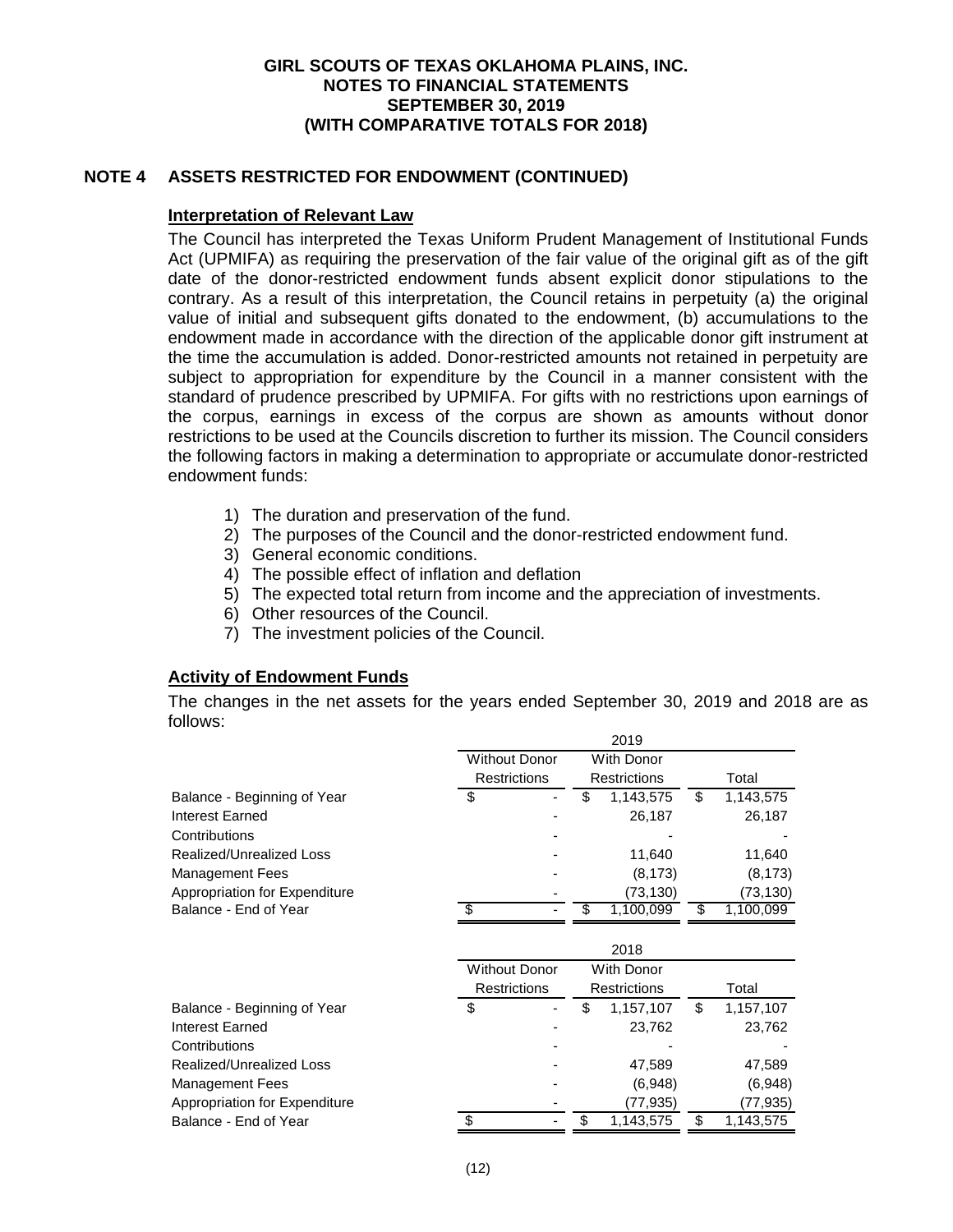## NOTE 4 ASSETS RESTRICTED FOR ENDOWMENT (CONTINUED)

### Interpretation of Relevant Law

The Council has interpreted the Texas Uniform Prudent Management of Institutional Funds Act (UPMIFA) as requiring the preservation of the fair value of the original gift as of the gift date of the donor-restricted endowment funds absent explicit donor stipulations to the contrary. As a result of this interpretation, the Council retains in perpetuity (a) the original value of initial and subsequent gifts donated to the endowment, (b) accumulations to the endowment made in accordance with the direction of the applicable donor gift instrument at the time the accumulation is added. Donor-restricted amounts not retained in perpetuity are subject to appropriation for expenditure by the Council in a manner consistent with the standard of prudence prescribed by UPMIFA. For gifts with no restrictions upon earnings of the corpus, earnings in excess of the corpus are shown as amounts without donor restrictions to be used at the Councils discretion to further its mission. The Council considers the following factors in making a determination to appropriate or accumulate donor-restricted endowment funds:

1) The duration and preservation of the fund.
2) The purposes of the Council and the donor-restricted endowment fund.
3) General economic conditions.
4) The possible effect of inflation and deflation
5) The expected total return from income and the appreciation of investments.
6) Other resources of the Council.
7) The investment policies of the Council.

### Activity of Endowment Funds

The changes in the net assets for the years ended September 30, 2019 and 2018 are as follows:

| 2019 | Without Donor Restrictions | With Donor Restrictions | Total |
|---|---|---|---|
| Balance - Beginning of Year | $ - | $ 1,143,575 | $ 1,143,575 |
| Interest Earned | - | 26,187 | 26,187 |
| Contributions | - | - | - |
| Realized/Unrealized Loss | - | 11,640 | 11,640 |
| Management Fees | - | (8,173) | (8,173) |
| Appropriation for Expenditure | - | (73,130) | (73,130) |
| Balance - End of Year | $ - | $ 1,100,099 | $ 1,100,099 |

| 2018 | Without Donor Restrictions | With Donor Restrictions | Total |
|---|---|---|---|
| Balance - Beginning of Year | $ - | $ 1,157,107 | $ 1,157,107 |
| Interest Earned | - | 23,762 | 23,762 |
| Contributions | - | - | - |
| Realized/Unrealized Loss | - | 47,589 | 47,589 |
| Management Fees | - | (6,948) | (6,948) |
| Appropriation for Expenditure | - | (77,935) | (77,935) |
| Balance - End of Year | $ - | $ 1,143,575 | $ 1,143,575 |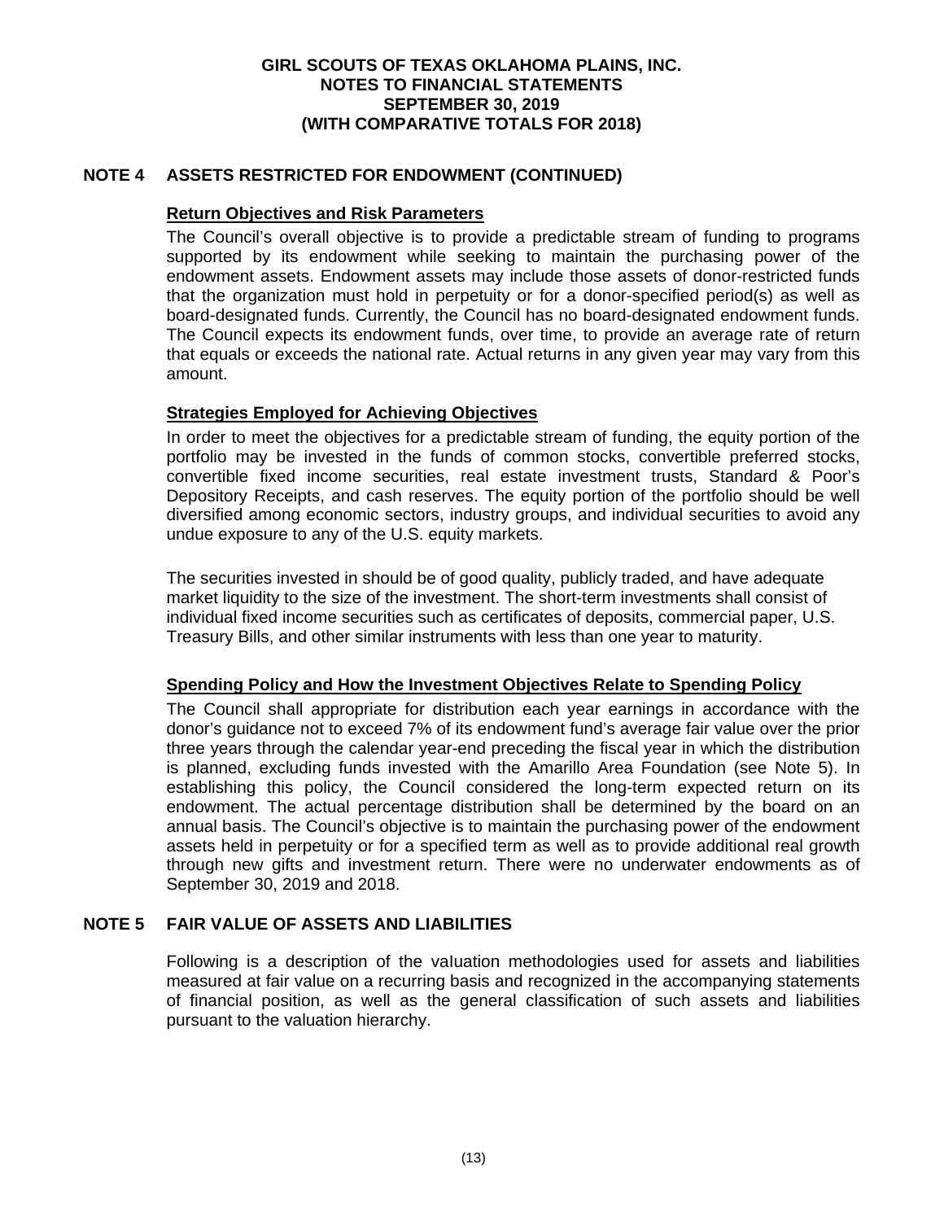## NOTE 4 ASSETS RESTRICTED FOR ENDOWMENT (CONTINUED)

**Return Objectives and Risk Parameters**

The Council's overall objective is to provide a predictable stream of funding to programs supported by its endowment while seeking to maintain the purchasing power of the endowment assets. Endowment assets may include those assets of donor-restricted funds that the organization must hold in perpetuity or for a donor-specified period(s) as well as board-designated funds. Currently, the Council has no board-designated endowment funds. The Council expects its endowment funds, over time, to provide an average rate of return that equals or exceeds the national rate. Actual returns in any given year may vary from this amount.

**Strategies Employed for Achieving Objectives**

In order to meet the objectives for a predictable stream of funding, the equity portion of the portfolio may be invested in the funds of common stocks, convertible preferred stocks, convertible fixed income securities, real estate investment trusts, Standard & Poor's Depository Receipts, and cash reserves. The equity portion of the portfolio should be well diversified among economic sectors, industry groups, and individual securities to avoid any undue exposure to any of the U.S. equity markets.

The securities invested in should be of good quality, publicly traded, and have adequate market liquidity to the size of the investment. The short-term investments shall consist of individual fixed income securities such as certificates of deposits, commercial paper, U.S. Treasury Bills, and other similar instruments with less than one year to maturity.

**Spending Policy and How the Investment Objectives Relate to Spending Policy**

The Council shall appropriate for distribution each year earnings in accordance with the donor's guidance not to exceed 7% of its endowment fund's average fair value over the prior three years through the calendar year-end preceding the fiscal year in which the distribution is planned, excluding funds invested with the Amarillo Area Foundation (see Note 5). In establishing this policy, the Council considered the long-term expected return on its endowment. The actual percentage distribution shall be determined by the board on an annual basis. The Council's objective is to maintain the purchasing power of the endowment assets held in perpetuity or for a specified term as well as to provide additional real growth through new gifts and investment return. There were no underwater endowments as of September 30, 2019 and 2018.

## NOTE 5 FAIR VALUE OF ASSETS AND LIABILITIES

Following is a description of the valuation methodologies used for assets and liabilities measured at fair value on a recurring basis and recognized in the accompanying statements of financial position, as well as the general classification of such assets and liabilities pursuant to the valuation hierarchy.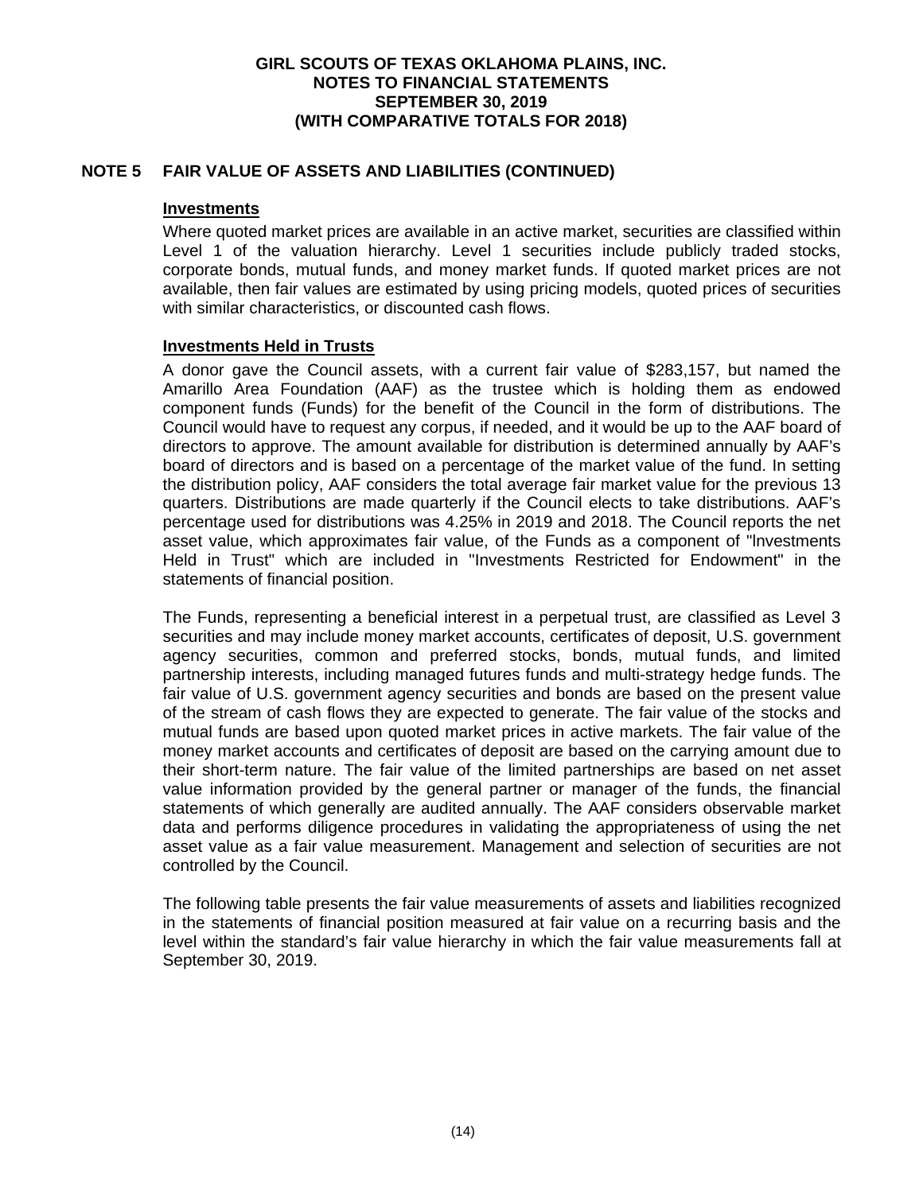## NOTE 5 FAIR VALUE OF ASSETS AND LIABILITIES (CONTINUED)

### Investments

Where quoted market prices are available in an active market, securities are classified within Level 1 of the valuation hierarchy. Level 1 securities include publicly traded stocks, corporate bonds, mutual funds, and money market funds. If quoted market prices are not available, then fair values are estimated by using pricing models, quoted prices of securities with similar characteristics, or discounted cash flows.

### Investments Held in Trusts

A donor gave the Council assets, with a current fair value of $283,157, but named the Amarillo Area Foundation (AAF) as the trustee which is holding them as endowed component funds (Funds) for the benefit of the Council in the form of distributions. The Council would have to request any corpus, if needed, and it would be up to the AAF board of directors to approve. The amount available for distribution is determined annually by AAF's board of directors and is based on a percentage of the market value of the fund. In setting the distribution policy, AAF considers the total average fair market value for the previous 13 quarters. Distributions are made quarterly if the Council elects to take distributions. AAF's percentage used for distributions was 4.25% in 2019 and 2018. The Council reports the net asset value, which approximates fair value, of the Funds as a component of "Investments Held in Trust" which are included in "Investments Restricted for Endowment" in the statements of financial position.

The Funds, representing a beneficial interest in a perpetual trust, are classified as Level 3 securities and may include money market accounts, certificates of deposit, U.S. government agency securities, common and preferred stocks, bonds, mutual funds, and limited partnership interests, including managed futures funds and multi-strategy hedge funds. The fair value of U.S. government agency securities and bonds are based on the present value of the stream of cash flows they are expected to generate. The fair value of the stocks and mutual funds are based upon quoted market prices in active markets. The fair value of the money market accounts and certificates of deposit are based on the carrying amount due to their short-term nature. The fair value of the limited partnerships are based on net asset value information provided by the general partner or manager of the funds, the financial statements of which generally are audited annually. The AAF considers observable market data and performs diligence procedures in validating the appropriateness of using the net asset value as a fair value measurement. Management and selection of securities are not controlled by the Council.

The following table presents the fair value measurements of assets and liabilities recognized in the statements of financial position measured at fair value on a recurring basis and the level within the standard's fair value hierarchy in which the fair value measurements fall at September 30, 2019.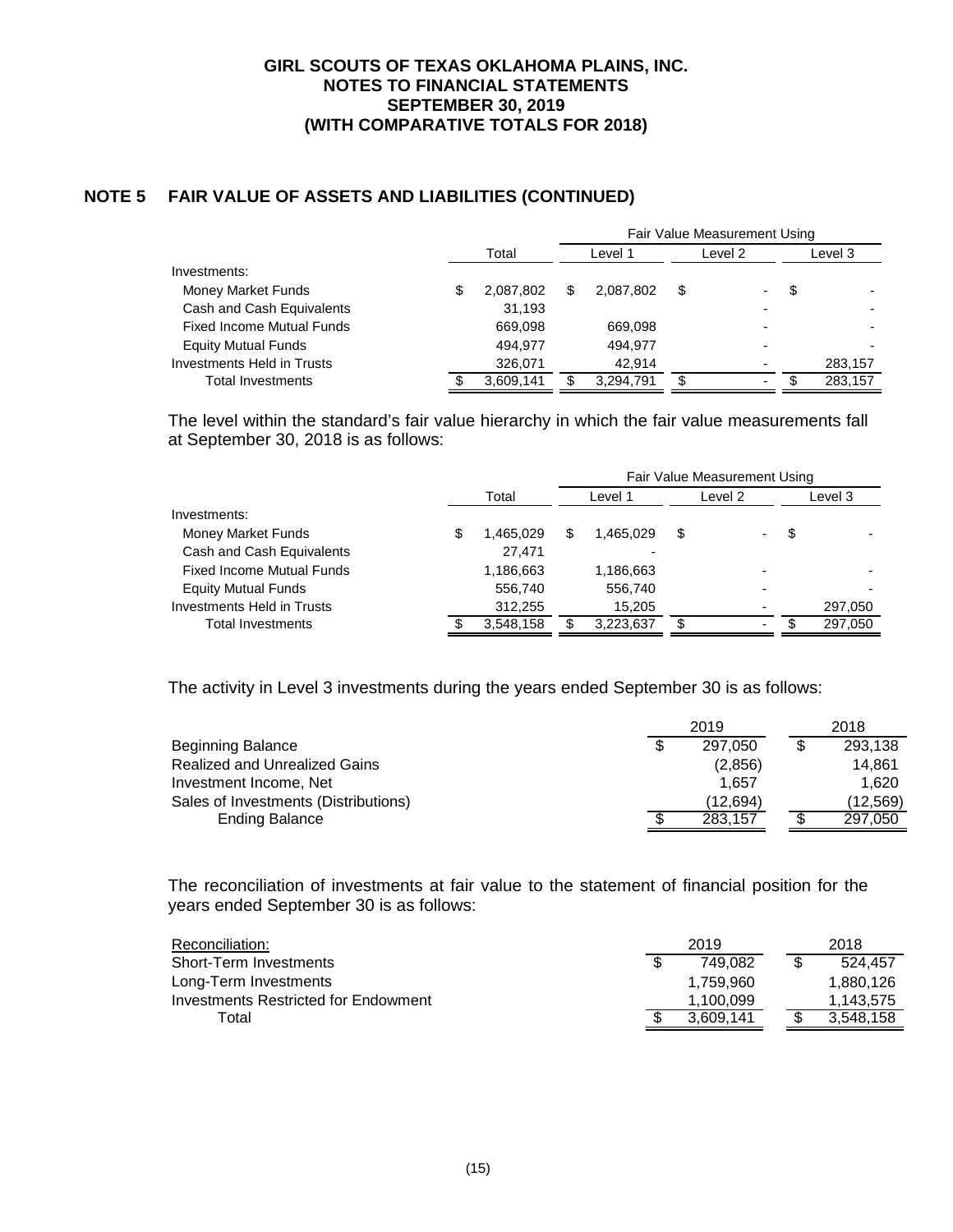**GIRL SCOUTS OF TEXAS OKLAHOMA PLAINS, INC.**
**NOTES TO FINANCIAL STATEMENTS**
**SEPTEMBER 30, 2019**
**(WITH COMPARATIVE TOTALS FOR 2018)**

## NOTE 5 FAIR VALUE OF ASSETS AND LIABILITIES (CONTINUED)

| | | Fair Value Measurement Using | | |
|---|---|---|---|---|
| | Total | Level 1 | Level 2 | Level 3 |
| Investments: | | | | |
| Money Market Funds | $ 2,087,802 | $ 2,087,802 | $ - | $ - |
| Cash and Cash Equivalents | 31,193 | | - | - |
| Fixed Income Mutual Funds | 669,098 | 669,098 | - | - |
| Equity Mutual Funds | 494,977 | 494,977 | - | - |
| Investments Held in Trusts | 326,071 | 42,914 | - | 283,157 |
| Total Investments | $ 3,609,141 | $ 3,294,791 | $ - | $ 283,157 |

The level within the standard's fair value hierarchy in which the fair value measurements fall at September 30, 2018 is as follows:

| | | Fair Value Measurement Using | | |
|---|---|---|---|---|
| | Total | Level 1 | Level 2 | Level 3 |
| Investments: | | | | |
| Money Market Funds | $ 1,465,029 | $ 1,465,029 | $ - | $ - |
| Cash and Cash Equivalents | 27,471 | - | | |
| Fixed Income Mutual Funds | 1,186,663 | 1,186,663 | - | - |
| Equity Mutual Funds | 556,740 | 556,740 | - | - |
| Investments Held in Trusts | 312,255 | 15,205 | - | 297,050 |
| Total Investments | $ 3,548,158 | $ 3,223,637 | $ - | $ 297,050 |

The activity in Level 3 investments during the years ended September 30 is as follows:

| | 2019 | 2018 |
|---|---|---|
| Beginning Balance | $ 297,050 | $ 293,138 |
| Realized and Unrealized Gains | (2,856) | 14,861 |
| Investment Income, Net | 1,657 | 1,620 |
| Sales of Investments (Distributions) | (12,694) | (12,569) |
| Ending Balance | $ 283,157 | $ 297,050 |

The reconciliation of investments at fair value to the statement of financial position for the years ended September 30 is as follows:

| Reconciliation: | 2019 | 2018 |
|---|---|---|
| Short-Term Investments | $ 749,082 | $ 524,457 |
| Long-Term Investments | 1,759,960 | 1,880,126 |
| Investments Restricted for Endowment | 1,100,099 | 1,143,575 |
| Total | $ 3,609,141 | $ 3,548,158 |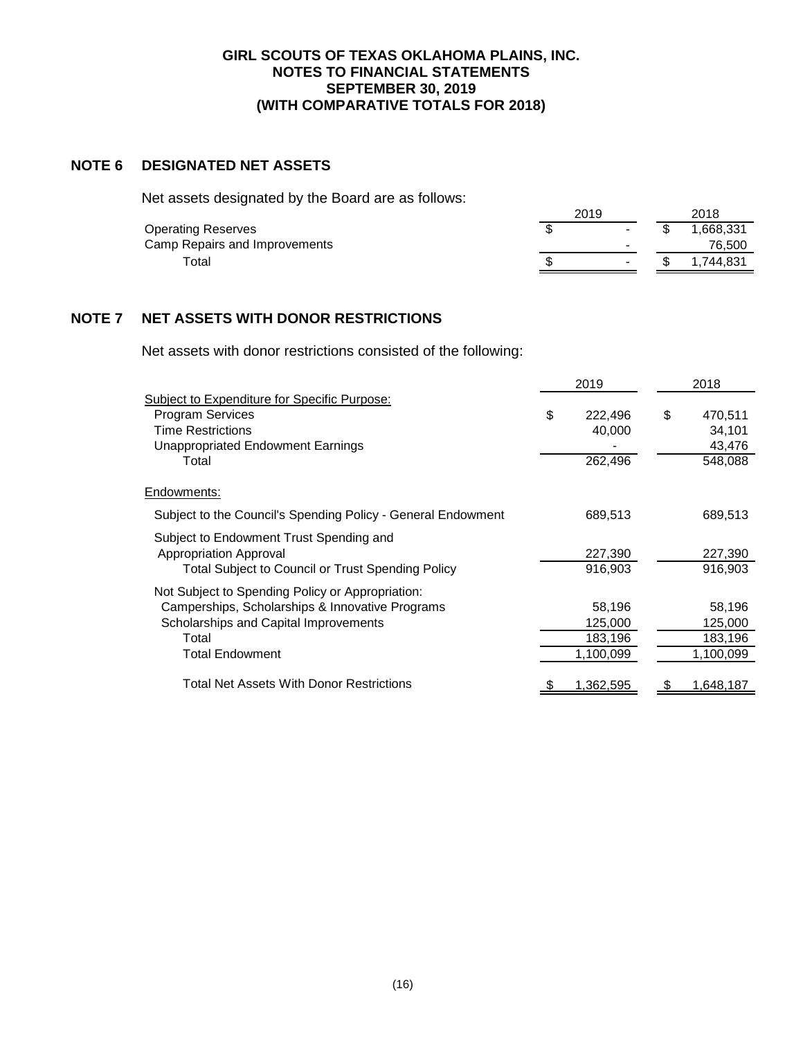# GIRL SCOUTS OF TEXAS OKLAHOMA PLAINS, INC.
## NOTES TO FINANCIAL STATEMENTS
## SEPTEMBER 30, 2019
## (WITH COMPARATIVE TOTALS FOR 2018)

## NOTE 6 DESIGNATED NET ASSETS

Net assets designated by the Board are as follows:

| | 2019 | 2018 |
|---|---|---|
| Operating Reserves | $ - | $ 1,668,331 |
| Camp Repairs and Improvements | - | 76,500 |
| Total | $ - | $ 1,744,831 |

## NOTE 7 NET ASSETS WITH DONOR RESTRICTIONS

Net assets with donor restrictions consisted of the following:

| | 2019 | 2018 |
|---|---|---|
| Subject to Expenditure for Specific Purpose: | | |
| Program Services | $ 222,496 | $ 470,511 |
| Time Restrictions | 40,000 | 34,101 |
| Unappropriated Endowment Earnings | - | 43,476 |
| Total | 262,496 | 548,088 |
| Endowments: | | |
| Subject to the Council's Spending Policy - General Endowment | 689,513 | 689,513 |
| Subject to Endowment Trust Spending and Appropriation Approval | 227,390 | 227,390 |
| Total Subject to Council or Trust Spending Policy | 916,903 | 916,903 |
| Not Subject to Spending Policy or Appropriation: | | |
| Camperships, Scholarships & Innovative Programs | 58,196 | 58,196 |
| Scholarships and Capital Improvements | 125,000 | 125,000 |
| Total | 183,196 | 183,196 |
| Total Endowment | 1,100,099 | 1,100,099 |
| Total Net Assets With Donor Restrictions | $ 1,362,595 | $ 1,648,187 |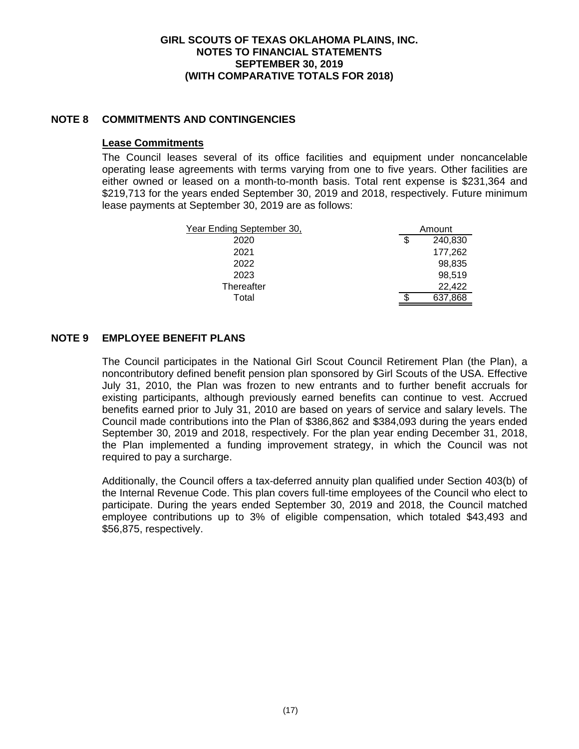## NOTE 8 COMMITMENTS AND CONTINGENCIES

### Lease Commitments

The Council leases several of its office facilities and equipment under noncancelable operating lease agreements with terms varying from one to five years. Other facilities are either owned or leased on a month-to-month basis. Total rent expense is $231,364 and $219,713 for the years ended September 30, 2019 and 2018, respectively. Future minimum lease payments at September 30, 2019 are as follows:

| Year Ending September 30, | Amount |
|---|---|
| 2020 | $ 240,830 |
| 2021 | 177,262 |
| 2022 | 98,835 |
| 2023 | 98,519 |
| Thereafter | 22,422 |
| Total | $ 637,868 |

## NOTE 9 EMPLOYEE BENEFIT PLANS

The Council participates in the National Girl Scout Council Retirement Plan (the Plan), a noncontributory defined benefit pension plan sponsored by Girl Scouts of the USA. Effective July 31, 2010, the Plan was frozen to new entrants and to further benefit accruals for existing participants, although previously earned benefits can continue to vest. Accrued benefits earned prior to July 31, 2010 are based on years of service and salary levels. The Council made contributions into the Plan of $386,862 and $384,093 during the years ended September 30, 2019 and 2018, respectively. For the plan year ending December 31, 2018, the Plan implemented a funding improvement strategy, in which the Council was not required to pay a surcharge.

Additionally, the Council offers a tax-deferred annuity plan qualified under Section 403(b) of the Internal Revenue Code. This plan covers full-time employees of the Council who elect to participate. During the years ended September 30, 2019 and 2018, the Council matched employee contributions up to 3% of eligible compensation, which totaled $43,493 and $56,875, respectively.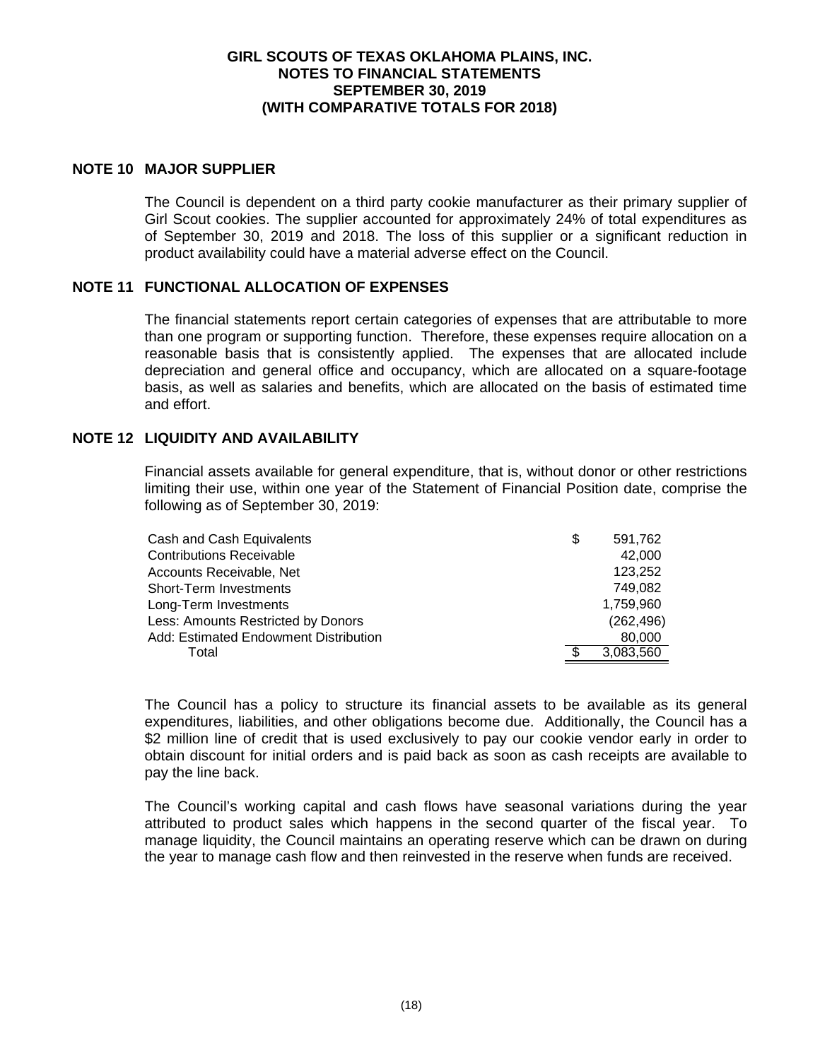# GIRL SCOUTS OF TEXAS OKLAHOMA PLAINS, INC.
## NOTES TO FINANCIAL STATEMENTS
## SEPTEMBER 30, 2019
## (WITH COMPARATIVE TOTALS FOR 2018)

## NOTE 10 MAJOR SUPPLIER

The Council is dependent on a third party cookie manufacturer as their primary supplier of Girl Scout cookies. The supplier accounted for approximately 24% of total expenditures as of September 30, 2019 and 2018. The loss of this supplier or a significant reduction in product availability could have a material adverse effect on the Council.

## NOTE 11 FUNCTIONAL ALLOCATION OF EXPENSES

The financial statements report certain categories of expenses that are attributable to more than one program or supporting function. Therefore, these expenses require allocation on a reasonable basis that is consistently applied. The expenses that are allocated include depreciation and general office and occupancy, which are allocated on a square-footage basis, as well as salaries and benefits, which are allocated on the basis of estimated time and effort.

## NOTE 12 LIQUIDITY AND AVAILABILITY

Financial assets available for general expenditure, that is, without donor or other restrictions limiting their use, within one year of the Statement of Financial Position date, comprise the following as of September 30, 2019:

| | |
|---|---|
| Cash and Cash Equivalents | $ 591,762 |
| Contributions Receivable | 42,000 |
| Accounts Receivable, Net | 123,252 |
| Short-Term Investments | 749,082 |
| Long-Term Investments | 1,759,960 |
| Less: Amounts Restricted by Donors | (262,496) |
| Add: Estimated Endowment Distribution | 80,000 |
| Total | $ 3,083,560 |

The Council has a policy to structure its financial assets to be available as its general expenditures, liabilities, and other obligations become due. Additionally, the Council has a $2 million line of credit that is used exclusively to pay our cookie vendor early in order to obtain discount for initial orders and is paid back as soon as cash receipts are available to pay the line back.

The Council's working capital and cash flows have seasonal variations during the year attributed to product sales which happens in the second quarter of the fiscal year. To manage liquidity, the Council maintains an operating reserve which can be drawn on during the year to manage cash flow and then reinvested in the reserve when funds are received.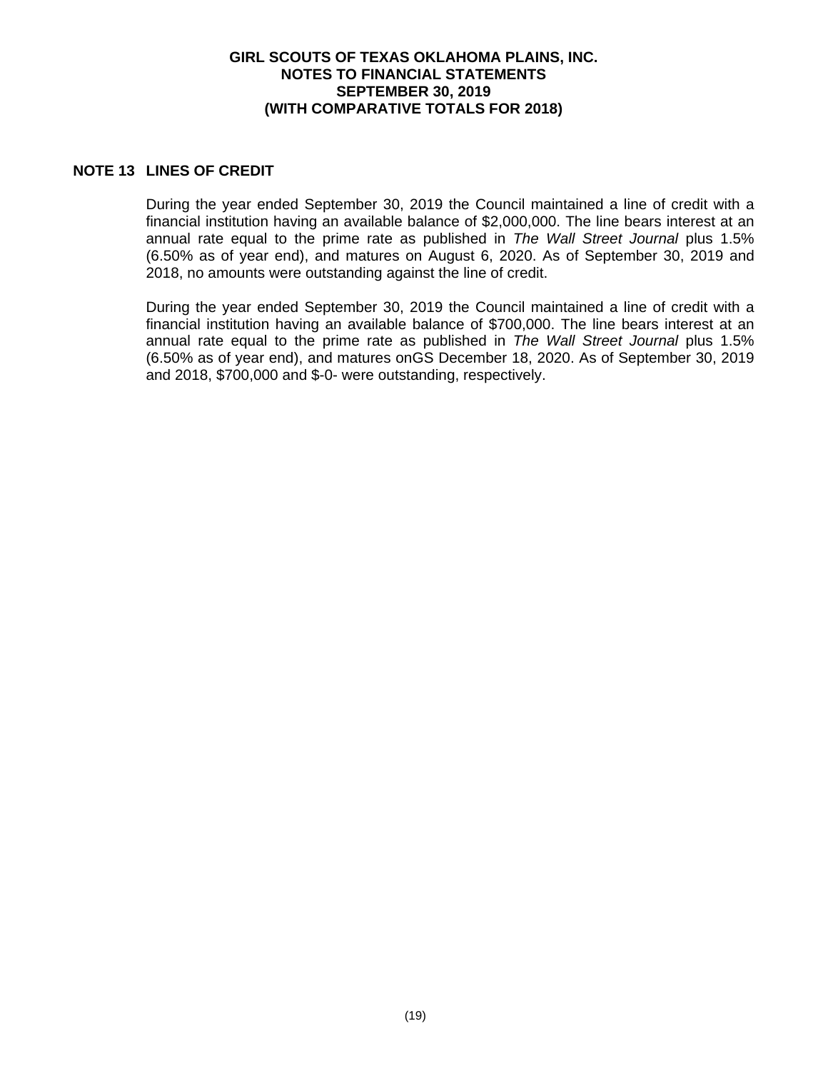## NOTE 13 LINES OF CREDIT

During the year ended September 30, 2019 the Council maintained a line of credit with a financial institution having an available balance of $2,000,000. The line bears interest at an annual rate equal to the prime rate as published in *The Wall Street Journal* plus 1.5% (6.50% as of year end), and matures on August 6, 2020. As of September 30, 2019 and 2018, no amounts were outstanding against the line of credit.

During the year ended September 30, 2019 the Council maintained a line of credit with a financial institution having an available balance of $700,000. The line bears interest at an annual rate equal to the prime rate as published in *The Wall Street Journal* plus 1.5% (6.50% as of year end), and matures onGS December 18, 2020. As of September 30, 2019 and 2018, $700,000 and $-0- were outstanding, respectively.